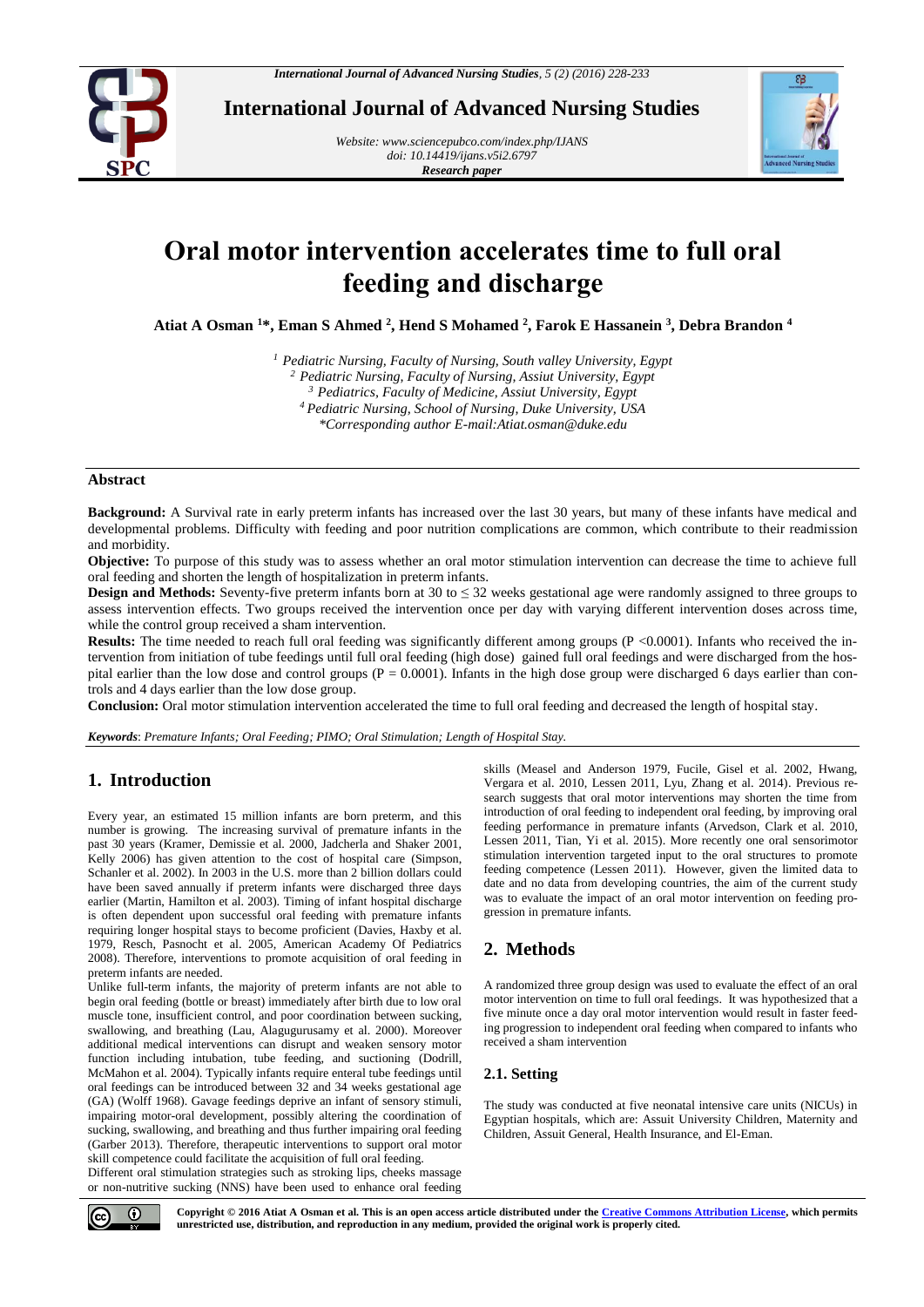# International Journal of Advanced Nursing Studies

*Website: www.sciencepubco.com/index.php/IJANS*
*doi: 10.14419/ijans.v5i2.6797*
***Research paper***

# Oral motor intervention accelerates time to full oral feeding and discharge

**Atiat A Osman [1]*, Eman S Ahmed [2], Hend S Mohamed [2], Farok E Hassanein [3], Debra Brandon [4]**

*[1] Pediatric Nursing, Faculty of Nursing, South valley University, Egypt*
*[2] Pediatric Nursing, Faculty of Nursing, Assiut University, Egypt*
*[3] Pediatrics, Faculty of Medicine, Assiut University, Egypt*
*[4] Pediatric Nursing, School of Nursing, Duke University, USA*
**Corresponding author E-mail:Atiat.osman@duke.edu*

## Abstract

**Background:** A Survival rate in early preterm infants has increased over the last 30 years, but many of these infants have medical and developmental problems. Difficulty with feeding and poor nutrition complications are common, which contribute to their readmission and morbidity.

**Objective:** To purpose of this study was to assess whether an oral motor stimulation intervention can decrease the time to achieve full oral feeding and shorten the length of hospitalization in preterm infants.

**Design and Methods:** Seventy-five preterm infants born at 30 to ≤ 32 weeks gestational age were randomly assigned to three groups to assess intervention effects. Two groups received the intervention once per day with varying different intervention doses across time, while the control group received a sham intervention.

**Results:** The time needed to reach full oral feeding was significantly different among groups ($P < 0.0001$). Infants who received the intervention from initiation of tube feedings until full oral feeding (high dose) gained full oral feedings and were discharged from the hospital earlier than the low dose and control groups ($P = 0.0001$). Infants in the high dose group were discharged 6 days earlier than controls and 4 days earlier than the low dose group.

**Conclusion:** Oral motor stimulation intervention accelerated the time to full oral feeding and decreased the length of hospital stay.

*Keywords*: *Premature Infants; Oral Feeding; PIMO; Oral Stimulation; Length of Hospital Stay.*

## 1. Introduction

Every year, an estimated 15 million infants are born preterm, and this number is growing. The increasing survival of premature infants in the past 30 years (Kramer, Demissie et al. 2000, Jadcherla and Shaker 2001, Kelly 2006) has given attention to the cost of hospital care (Simpson, Schanler et al. 2002). In 2003 in the U.S. more than 2 billion dollars could have been saved annually if preterm infants were discharged three days earlier (Martin, Hamilton et al. 2003). Timing of infant hospital discharge is often dependent upon successful oral feeding with premature infants requiring longer hospital stays to become proficient (Davies, Haxby et al. 1979, Resch, Pasnocht et al. 2005, American Academy Of Pediatrics 2008). Therefore, interventions to promote acquisition of oral feeding in preterm infants are needed.

Unlike full-term infants, the majority of preterm infants are not able to begin oral feeding (bottle or breast) immediately after birth due to low oral muscle tone, insufficient control, and poor coordination between sucking, swallowing, and breathing (Lau, Alagugurusamy et al. 2000). Moreover additional medical interventions can disrupt and weaken sensory motor function including intubation, tube feeding, and suctioning (Dodrill, McMahon et al. 2004). Typically infants require enteral tube feedings until oral feedings can be introduced between 32 and 34 weeks gestational age (GA) (Wolff 1968). Gavage feedings deprive an infant of sensory stimuli, impairing motor-oral development, possibly altering the coordination of sucking, swallowing, and breathing and thus further impairing oral feeding (Garber 2013). Therefore, therapeutic interventions to support oral motor skill competence could facilitate the acquisition of full oral feeding.

Different oral stimulation strategies such as stroking lips, cheeks massage or non-nutritive sucking (NNS) have been used to enhance oral feeding skills (Measel and Anderson 1979, Fucile, Gisel et al. 2002, Hwang, Vergara et al. 2010, Lessen 2011, Lyu, Zhang et al. 2014). Previous research suggests that oral motor interventions may shorten the time from introduction of oral feeding to independent oral feeding, by improving oral feeding performance in premature infants (Arvedson, Clark et al. 2010, Lessen 2011, Tian, Yi et al. 2015). More recently one oral sensorimotor stimulation intervention targeted input to the oral structures to promote feeding competence (Lessen 2011). However, given the limited data to date and no data from developing countries, the aim of the current study was to evaluate the impact of an oral motor intervention on feeding progression in premature infants.

## 2. Methods

A randomized three group design was used to evaluate the effect of an oral motor intervention on time to full oral feedings. It was hypothesized that a five minute once a day oral motor intervention would result in faster feeding progression to independent oral feeding when compared to infants who received a sham intervention

### 2.1. Setting

The study was conducted at five neonatal intensive care units (NICUs) in Egyptian hospitals, which are: Assuit University Children, Maternity and Children, Assuit General, Health Insurance, and El-Eman.

**Copyright © 2016 Atiat A Osman et al. This is an open access article distributed under the Creative Commons Attribution License, which permits unrestricted use, distribution, and reproduction in any medium, provided the original work is properly cited.**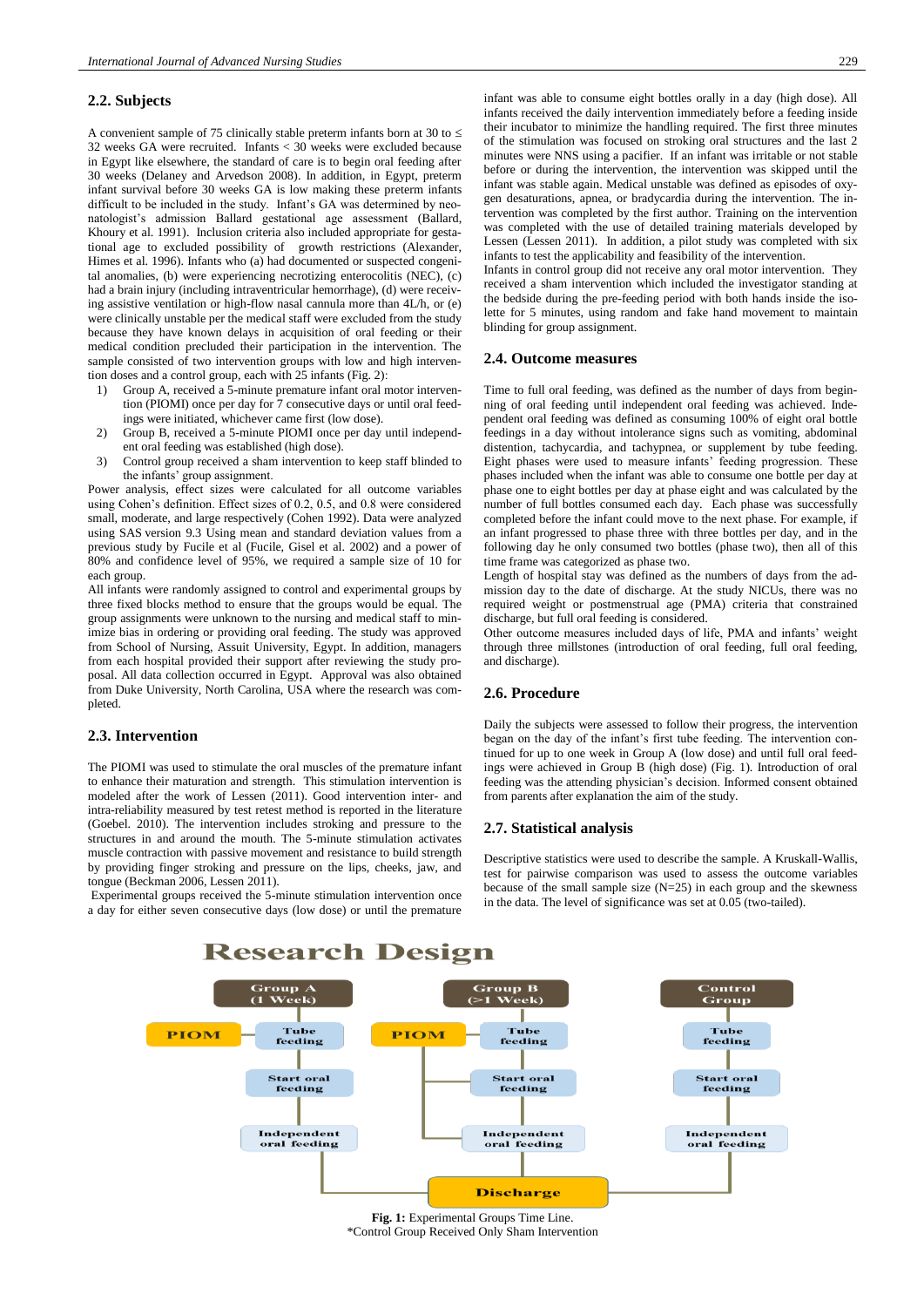## 2.2. Subjects

A convenient sample of 75 clinically stable preterm infants born at 30 to ≤ 32 weeks GA were recruited. Infants < 30 weeks were excluded because in Egypt like elsewhere, the standard of care is to begin oral feeding after 30 weeks (Delaney and Arvedson 2008). In addition, in Egypt, preterm infant survival before 30 weeks GA is low making these preterm infants difficult to be included in the study. Infant's GA was determined by neonatologist's admission Ballard gestational age assessment (Ballard, Khoury et al. 1991). Inclusion criteria also included appropriate for gestational age to excluded possibility of growth restrictions (Alexander, Himes et al. 1996). Infants who (a) had documented or suspected congenital anomalies, (b) were experiencing necrotizing enterocolitis (NEC), (c) had a brain injury (including intraventricular hemorrhage), (d) were receiving assistive ventilation or high-flow nasal cannula more than 4L/h, or (e) were clinically unstable per the medical staff were excluded from the study because they have known delays in acquisition of oral feeding or their medical condition precluded their participation in the intervention. The sample consisted of two intervention groups with low and high intervention doses and a control group, each with 25 infants (Fig. 2):

1) Group A, received a 5-minute premature infant oral motor intervention (PIOMI) once per day for 7 consecutive days or until oral feedings were initiated, whichever came first (low dose).
2) Group B, received a 5-minute PIOMI once per day until independent oral feeding was established (high dose).
3) Control group received a sham intervention to keep staff blinded to the infants' group assignment.

Power analysis, effect sizes were calculated for all outcome variables using Cohen's definition. Effect sizes of 0.2, 0.5, and 0.8 were considered small, moderate, and large respectively (Cohen 1992). Data were analyzed using SAS version 9.3 Using mean and standard deviation values from a previous study by Fucile et al (Fucile, Gisel et al. 2002) and a power of 80% and confidence level of 95%, we required a sample size of 10 for each group.

All infants were randomly assigned to control and experimental groups by three fixed blocks method to ensure that the groups would be equal. The group assignments were unknown to the nursing and medical staff to minimize bias in ordering or providing oral feeding. The study was approved from School of Nursing, Assuit University, Egypt. In addition, managers from each hospital provided their support after reviewing the study proposal. All data collection occurred in Egypt. Approval was also obtained from Duke University, North Carolina, USA where the research was completed.

## 2.3. Intervention

The PIOMI was used to stimulate the oral muscles of the premature infant to enhance their maturation and strength. This stimulation intervention is modeled after the work of Lessen (2011). Good intervention inter- and intra-reliability measured by test retest method is reported in the literature (Goebel. 2010). The intervention includes stroking and pressure to the structures in and around the mouth. The 5-minute stimulation activates muscle contraction with passive movement and resistance to build strength by providing finger stroking and pressure on the lips, cheeks, jaw, and tongue (Beckman 2006, Lessen 2011).

Experimental groups received the 5-minute stimulation intervention once a day for either seven consecutive days (low dose) or until the premature infant was able to consume eight bottles orally in a day (high dose). All infants received the daily intervention immediately before a feeding inside their incubator to minimize the handling required. The first three minutes of the stimulation was focused on stroking oral structures and the last 2 minutes were NNS using a pacifier. If an infant was irritable or not stable before or during the intervention, the intervention was skipped until the infant was stable again. Medical unstable was defined as episodes of oxygen desaturations, apnea, or bradycardia during the intervention. The intervention was completed by the first author. Training on the intervention was completed with the use of detailed training materials developed by Lessen (Lessen 2011). In addition, a pilot study was completed with six infants to test the applicability and feasibility of the intervention.

Infants in control group did not receive any oral motor intervention. They received a sham intervention which included the investigator standing at the bedside during the pre-feeding period with both hands inside the isolette for 5 minutes, using random and fake hand movement to maintain blinding for group assignment.

## 2.4. Outcome measures

Time to full oral feeding, was defined as the number of days from beginning of oral feeding until independent oral feeding was achieved. Independent oral feeding was defined as consuming 100% of eight oral bottle feedings in a day without intolerance signs such as vomiting, abdominal distention, tachycardia, and tachypnea, or supplement by tube feeding. Eight phases were used to measure infants' feeding progression. These phases included when the infant was able to consume one bottle per day at phase one to eight bottles per day at phase eight and was calculated by the number of full bottles consumed each day. Each phase was successfully completed before the infant could move to the next phase. For example, if an infant progressed to phase three with three bottles per day, and in the following day he only consumed two bottles (phase two), then all of this time frame was categorized as phase two.

Length of hospital stay was defined as the numbers of days from the admission day to the date of discharge. At the study NICUs, there was no required weight or postmenstrual age (PMA) criteria that constrained discharge, but full oral feeding is considered.

Other outcome measures included days of life, PMA and infants' weight through three millstones (introduction of oral feeding, full oral feeding, and discharge).

## 2.6. Procedure

Daily the subjects were assessed to follow their progress, the intervention began on the day of the infant's first tube feeding. The intervention continued for up to one week in Group A (low dose) and until full oral feedings were achieved in Group B (high dose) (Fig. 1). Introduction of oral feeding was the attending physician's decision. Informed consent obtained from parents after explanation the aim of the study.

## 2.7. Statistical analysis

Descriptive statistics were used to describe the sample. A Kruskall-Wallis, test for pairwise comparison was used to assess the outcome variables because of the small sample size (N=25) in each group and the skewness in the data. The level of significance was set at 0.05 (two-tailed).

Research Design

Group A (1 Week): PIOM → Tube feeding → Start oral feeding → Independent oral feeding → Discharge

Group B (>1 Week): PIOM → Tube feeding → Start oral feeding → Independent oral feeding → Discharge

Control Group: Tube feeding → Start oral feeding → Independent oral feeding → Discharge

**Fig. 1:** Experimental Groups Time Line.
*Control Group Received Only Sham Intervention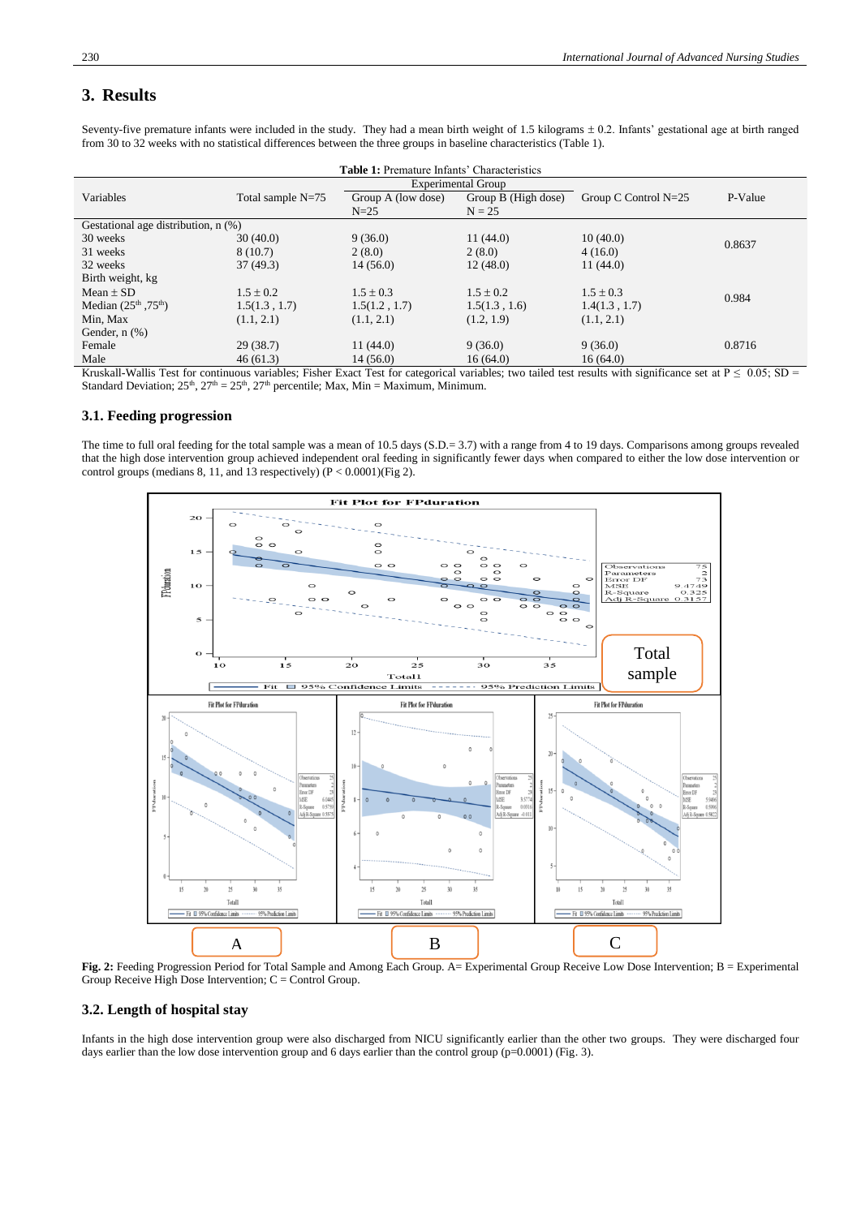## 3. Results

Seventy-five premature infants were included in the study. They had a mean birth weight of 1.5 kilograms ± 0.2. Infants' gestational age at birth ranged from 30 to 32 weeks with no statistical differences between the three groups in baseline characteristics (Table 1).

**Table 1:** Premature Infants' Characteristics

| Variables | Total sample N=75 | Experimental Group | | Group C Control N=25 | P-Value |
|---|---|---|---|---|---|
| | | Group A (low dose) N=25 | Group B (High dose) N = 25 | | |
| Gestational age distribution, n (%) | | | | | |
| 30 weeks | 30 (40.0) | 9 (36.0) | 11 (44.0) | 10 (40.0) | 0.8637 |
| 31 weeks | 8 (10.7) | 2 (8.0) | 2 (8.0) | 4 (16.0) | |
| 32 weeks | 37 (49.3) | 14 (56.0) | 12 (48.0) | 11 (44.0) | |
| Birth weight, kg | | | | | |
| Mean ± SD | 1.5 ± 0.2 | 1.5 ± 0.3 | 1.5 ± 0.2 | 1.5 ± 0.3 | 0.984 |
| Median (25th ,75th) | 1.5(1.3 , 1.7) | 1.5(1.2 , 1.7) | 1.5(1.3 , 1.6) | 1.4(1.3 , 1.7) | |
| Min, Max | (1.1, 2.1) | (1.1, 2.1) | (1.2, 1.9) | (1.1, 2.1) | |
| Gender, n (%) | | | | | |
| Female | 29 (38.7) | 11 (44.0) | 9 (36.0) | 9 (36.0) | 0.8716 |
| Male | 46 (61.3) | 14 (56.0) | 16 (64.0) | 16 (64.0) | |

Kruskall-Wallis Test for continuous variables; Fisher Exact Test for categorical variables; two tailed test results with significance set at P ≤ 0.05; SD = Standard Deviation; 25th, 27th = 25th, 27th percentile; Max, Min = Maximum, Minimum.

### 3.1. Feeding progression

The time to full oral feeding for the total sample was a mean of 10.5 days (S.D.= 3.7) with a range from 4 to 19 days. Comparisons among groups revealed that the high dose intervention group achieved independent oral feeding in significantly fewer days when compared to either the low dose intervention or control groups (medians 8, 11, and 13 respectively) (P < 0.0001)(Fig 2).

**Fig. 2:** Feeding Progression Period for Total Sample and Among Each Group. A= Experimental Group Receive Low Dose Intervention; B = Experimental Group Receive High Dose Intervention; C = Control Group.

### 3.2. Length of hospital stay

Infants in the high dose intervention group were also discharged from NICU significantly earlier than the other two groups. They were discharged four days earlier than the low dose intervention group and 6 days earlier than the control group (p=0.0001) (Fig. 3).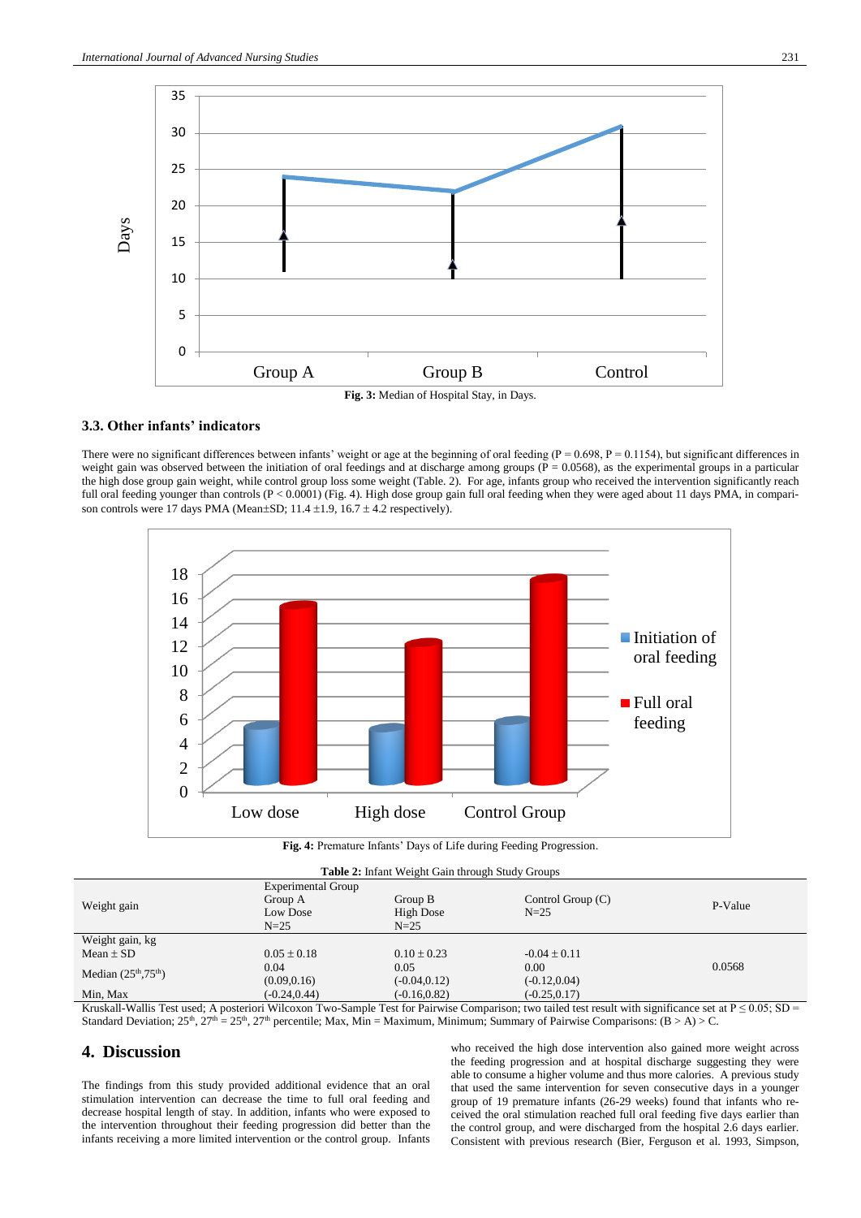Fig. 3: Median of Hospital Stay, in Days.

### 3.3. Other infants' indicators

There were no significant differences between infants' weight or age at the beginning of oral feeding (P = 0.698, P = 0.1154), but significant differences in weight gain was observed between the initiation of oral feedings and at discharge among groups (P = 0.0568), as the experimental groups in a particular the high dose group gain weight, while control group loss some weight (Table. 2). For age, infants group who received the intervention significantly reach full oral feeding younger than controls (P < 0.0001) (Fig. 4). High dose group gain full oral feeding when they were aged about 11 days PMA, in comparison controls were 17 days PMA (Mean±SD; 11.4 ±1.9, 16.7 ± 4.2 respectively).

Fig. 4: Premature Infants' Days of Life during Feeding Progression.

**Table 2:** Infant Weight Gain through Study Groups

| Weight gain | Experimental Group<br>Group A<br>Low Dose<br>N=25 | Group B<br>High Dose<br>N=25 | Control Group (C)<br>N=25 | P-Value |
|---|---|---|---|---|
| Weight gain, kg | | | | |
| Mean ± SD | 0.05 ± 0.18 | 0.10 ± 0.23 | -0.04 ± 0.11 | |
| Median (25th,75th) | 0.04<br>(0.09,0.16) | 0.05<br>(-0.04,0.12) | 0.00<br>(-0.12,0.04) | 0.0568 |
| Min, Max | (-0.24,0.44) | (-0.16,0.82) | (-0.25,0.17) | |

Kruskall-Wallis Test used; A posteriori Wilcoxon Two-Sample Test for Pairwise Comparison; two tailed test result with significance set at P ≤ 0.05; SD = Standard Deviation; 25th, 27th = 25th, 27th percentile; Max, Min = Maximum, Minimum; Summary of Pairwise Comparisons: (B > A) > C.

## 4. Discussion

The findings from this study provided additional evidence that an oral stimulation intervention can decrease the time to full oral feeding and decrease hospital length of stay. In addition, infants who were exposed to the intervention throughout their feeding progression did better than the infants receiving a more limited intervention or the control group. Infants who received the high dose intervention also gained more weight across the feeding progression and at hospital discharge suggesting they were able to consume a higher volume and thus more calories. A previous study that used the same intervention for seven consecutive days in a younger group of 19 premature infants (26-29 weeks) found that infants who received the oral stimulation reached full oral feeding five days earlier than the control group, and were discharged from the hospital 2.6 days earlier. Consistent with previous research (Bier, Ferguson et al. 1993, Simpson,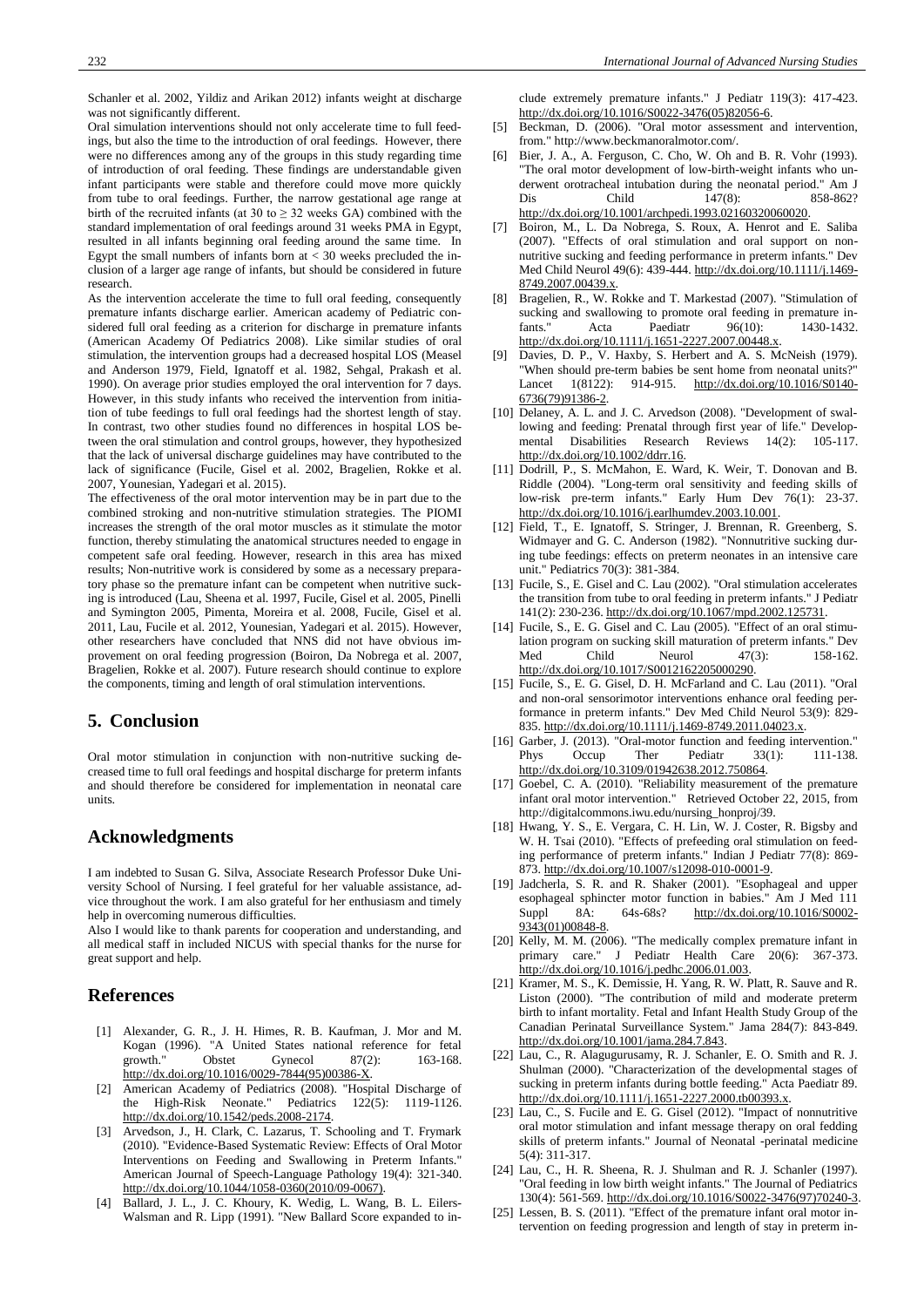Schanler et al. 2002, Yildiz and Arikan 2012) infants weight at discharge was not significantly different.

Oral simulation interventions should not only accelerate time to full feedings, but also the time to the introduction of oral feedings. However, there were no differences among any of the groups in this study regarding time of introduction of oral feeding. These findings are understandable given infant participants were stable and therefore could move more quickly from tube to oral feedings. Further, the narrow gestational age range at birth of the recruited infants (at 30 to ≥ 32 weeks GA) combined with the standard implementation of oral feedings around 31 weeks PMA in Egypt, resulted in all infants beginning oral feeding around the same time. In Egypt the small numbers of infants born at < 30 weeks precluded the inclusion of a larger age range of infants, but should be considered in future research.

As the intervention accelerate the time to full oral feeding, consequently premature infants discharge earlier. American academy of Pediatric considered full oral feeding as a criterion for discharge in premature infants (American Academy Of Pediatrics 2008). Like similar studies of oral stimulation, the intervention groups had a decreased hospital LOS (Measel and Anderson 1979, Field, Ignatoff et al. 1982, Sehgal, Prakash et al. 1990). On average prior studies employed the oral intervention for 7 days. However, in this study infants who received the intervention from initiation of tube feedings to full oral feedings had the shortest length of stay. In contrast, two other studies found no differences in hospital LOS between the oral stimulation and control groups, however, they hypothesized that the lack of universal discharge guidelines may have contributed to the lack of significance (Fucile, Gisel et al. 2002, Bragelien, Rokke et al. 2007, Younesian, Yadegari et al. 2015).

The effectiveness of the oral motor intervention may be in part due to the combined stroking and non-nutritive stimulation strategies. The PIOMI increases the strength of the oral motor muscles as it stimulate the motor function, thereby stimulating the anatomical structures needed to engage in competent safe oral feeding. However, research in this area has mixed results; Non-nutritive work is considered by some as a necessary preparatory phase so the premature infant can be competent when nutritive sucking is introduced (Lau, Sheena et al. 1997, Fucile, Gisel et al. 2005, Pinelli and Symington 2005, Pimenta, Moreira et al. 2008, Fucile, Gisel et al. 2011, Lau, Fucile et al. 2012, Younesian, Yadegari et al. 2015). However, other researchers have concluded that NNS did not have obvious improvement on oral feeding progression (Boiron, Da Nobrega et al. 2007, Bragelien, Rokke et al. 2007). Future research should continue to explore the components, timing and length of oral stimulation interventions.

## 5. Conclusion

Oral motor stimulation in conjunction with non-nutritive sucking decreased time to full oral feedings and hospital discharge for preterm infants and should therefore be considered for implementation in neonatal care units.

## Acknowledgments

I am indebted to Susan G. Silva, Associate Research Professor Duke University School of Nursing. I feel grateful for her valuable assistance, advice throughout the work. I am also grateful for her enthusiasm and timely help in overcoming numerous difficulties.

Also I would like to thank parents for cooperation and understanding, and all medical staff in included NICUS with special thanks for the nurse for great support and help.

## References

[1] Alexander, G. R., J. H. Himes, R. B. Kaufman, J. Mor and M. Kogan (1996). "A United States national reference for fetal growth." Obstet Gynecol 87(2): 163-168. http://dx.doi.org/10.1016/0029-7844(95)00386-X.

[2] American Academy of Pediatrics (2008). "Hospital Discharge of the High-Risk Neonate." Pediatrics 122(5): 1119-1126. http://dx.doi.org/10.1542/peds.2008-2174.

[3] Arvedson, J., H. Clark, C. Lazarus, T. Schooling and T. Frymark (2010). "Evidence-Based Systematic Review: Effects of Oral Motor Interventions on Feeding and Swallowing in Preterm Infants." American Journal of Speech-Language Pathology 19(4): 321-340. http://dx.doi.org/10.1044/1058-0360(2010/09-0067).

[4] Ballard, J. L., J. C. Khoury, K. Wedig, L. Wang, B. L. Eilers-Walsman and R. Lipp (1991). "New Ballard Score expanded to include extremely premature infants." J Pediatr 119(3): 417-423. http://dx.doi.org/10.1016/S0022-3476(05)82056-6.

[5] Beckman, D. (2006). "Oral motor assessment and intervention, from." http://www.beckmanoralmotor.com/.

[6] Bier, J. A., A. Ferguson, C. Cho, W. Oh and B. R. Vohr (1993). "The oral motor development of low-birth-weight infants who underwent orotracheal intubation during the neonatal period." Am J Dis Child 147(8): 858-862? http://dx.doi.org/10.1001/archpedi.1993.02160320060020.

[7] Boiron, M., L. Da Nobrega, S. Roux, A. Henrot and E. Saliba (2007). "Effects of oral stimulation and oral support on non-nutritive sucking and feeding performance in preterm infants." Dev Med Child Neurol 49(6): 439-444. http://dx.doi.org/10.1111/j.1469-8749.2007.00439.x.

[8] Bragelien, R., W. Rokke and T. Markestad (2007). "Stimulation of sucking and swallowing to promote oral feeding in premature infants." Acta Paediatr 96(10): 1430-1432. http://dx.doi.org/10.1111/j.1651-2227.2007.00448.x.

[9] Davies, D. P., V. Haxby, S. Herbert and A. S. McNeish (1979). "When should pre-term babies be sent home from neonatal units?" Lancet 1(8122): 914-915. http://dx.doi.org/10.1016/S0140-6736(79)91386-2.

[10] Delaney, A. L. and J. C. Arvedson (2008). "Development of swallowing and feeding: Prenatal through first year of life." Developmental Disabilities Research Reviews 14(2): 105-117. http://dx.doi.org/10.1002/ddrr.16.

[11] Dodrill, P., S. McMahon, E. Ward, K. Weir, T. Donovan and B. Riddle (2004). "Long-term oral sensitivity and feeding skills of low-risk pre-term infants." Early Hum Dev 76(1): 23-37. http://dx.doi.org/10.1016/j.earlhumdev.2003.10.001.

[12] Field, T., E. Ignatoff, S. Stringer, J. Brennan, R. Greenberg, S. Widmayer and G. C. Anderson (1982). "Nonnutritive sucking during tube feedings: effects on preterm neonates in an intensive care unit." Pediatrics 70(3): 381-384.

[13] Fucile, S., E. Gisel and C. Lau (2002). "Oral stimulation accelerates the transition from tube to oral feeding in preterm infants." J Pediatr 141(2): 230-236. http://dx.doi.org/10.1067/mpd.2002.125731.

[14] Fucile, S., E. G. Gisel and C. Lau (2005). "Effect of an oral stimulation program on sucking skill maturation of preterm infants." Dev Med Child Neurol 47(3): 158-162. http://dx.doi.org/10.1017/S0012162205000290.

[15] Fucile, S., E. G. Gisel, D. H. McFarland and C. Lau (2011). "Oral and non-oral sensorimotor interventions enhance oral feeding performance in preterm infants." Dev Med Child Neurol 53(9): 829-835. http://dx.doi.org/10.1111/j.1469-8749.2011.04023.x.

[16] Garber, J. (2013). "Oral-motor function and feeding intervention." Phys Occup Ther Pediatr 33(1): 111-138. http://dx.doi.org/10.3109/01942638.2012.750864.

[17] Goebel, C. A. (2010). "Reliability measurement of the premature infant oral motor intervention." Retrieved October 22, 2015, from http://digitalcommons.iwu.edu/nursing_honproj/39.

[18] Hwang, Y. S., E. Vergara, C. H. Lin, W. J. Coster, R. Bigsby and W. H. Tsai (2010). "Effects of prefeeding oral stimulation on feeding performance of preterm infants." Indian J Pediatr 77(8): 869-873. http://dx.doi.org/10.1007/s12098-010-0001-9.

[19] Jadcherla, S. R. and R. Shaker (2001). "Esophageal and upper esophageal sphincter motor function in babies." Am J Med 111 Suppl 8A: 64s-68s? http://dx.doi.org/10.1016/S0002-9343(01)00848-8.

[20] Kelly, M. M. (2006). "The medically complex premature infant in primary care." J Pediatr Health Care 20(6): 367-373. http://dx.doi.org/10.1016/j.pedhc.2006.01.003.

[21] Kramer, M. S., K. Demissie, H. Yang, R. W. Platt, R. Sauve and R. Liston (2000). "The contribution of mild and moderate preterm birth to infant mortality. Fetal and Infant Health Study Group of the Canadian Perinatal Surveillance System." Jama 284(7): 843-849. http://dx.doi.org/10.1001/jama.284.7.843.

[22] Lau, C., R. Alagugurusamy, R. J. Schanler, E. O. Smith and R. J. Shulman (2000). "Characterization of the developmental stages of sucking in preterm infants during bottle feeding." Acta Paediatr 89. http://dx.doi.org/10.1111/j.1651-2227.2000.tb00393.x.

[23] Lau, C., S. Fucile and E. G. Gisel (2012). "Impact of nonnutritive oral motor stimulation and infant message therapy on oral fedding skills of preterm infants." Journal of Neonatal -perinatal medicine 5(4): 311-317.

[24] Lau, C., H. R. Sheena, R. J. Shulman and R. J. Schanler (1997). "Oral feeding in low birth weight infants." The Journal of Pediatrics 130(4): 561-569. http://dx.doi.org/10.1016/S0022-3476(97)70240-3.

[25] Lessen, B. S. (2011). "Effect of the premature infant oral motor intervention on feeding progression and length of stay in preterm in-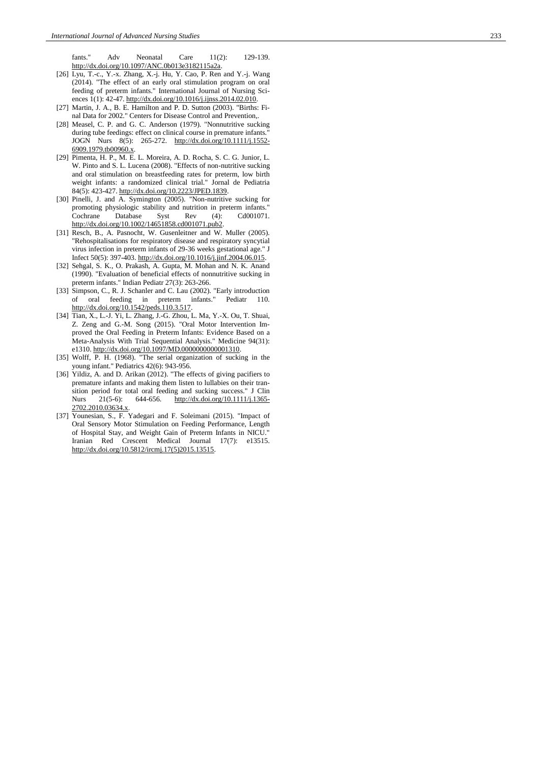fants." Adv Neonatal Care 11(2): 129-139. http://dx.doi.org/10.1097/ANC.0b013e3182115a2a.

[26] Lyu, T.-c., Y.-x. Zhang, X.-j. Hu, Y. Cao, P. Ren and Y.-j. Wang (2014). "The effect of an early oral stimulation program on oral feeding of preterm infants." International Journal of Nursing Sciences 1(1): 42-47. http://dx.doi.org/10.1016/j.ijnss.2014.02.010.

[27] Martin, J. A., B. E. Hamilton and P. D. Sutton (2003). "Births: Final Data for 2002." Centers for Disease Control and Prevention,.

[28] Measel, C. P. and G. C. Anderson (1979). "Nonnutritive sucking during tube feedings: effect on clinical course in premature infants." JOGN Nurs 8(5): 265-272. http://dx.doi.org/10.1111/j.1552-6909.1979.tb00960.x.

[29] Pimenta, H. P., M. E. L. Moreira, A. D. Rocha, S. C. G. Junior, L. W. Pinto and S. L. Lucena (2008). "Effects of non-nutritive sucking and oral stimulation on breastfeeding rates for preterm, low birth weight infants: a randomized clinical trial." Jornal de Pediatria 84(5): 423-427. http://dx.doi.org/10.2223/JPED.1839.

[30] Pinelli, J. and A. Symington (2005). "Non-nutritive sucking for promoting physiologic stability and nutrition in preterm infants." Cochrane Database Syst Rev (4): Cd001071. http://dx.doi.org/10.1002/14651858.cd001071.pub2.

[31] Resch, B., A. Pasnocht, W. Gusenleitner and W. Muller (2005). "Rehospitalisations for respiratory disease and respiratory syncytial virus infection in preterm infants of 29-36 weeks gestational age." J Infect 50(5): 397-403. http://dx.doi.org/10.1016/j.jinf.2004.06.015.

[32] Sehgal, S. K., O. Prakash, A. Gupta, M. Mohan and N. K. Anand (1990). "Evaluation of beneficial effects of nonnutritive sucking in preterm infants." Indian Pediatr 27(3): 263-266.

[33] Simpson, C., R. J. Schanler and C. Lau (2002). "Early introduction of oral feeding in preterm infants." Pediatr 110. http://dx.doi.org/10.1542/peds.110.3.517.

[34] Tian, X., L.-J. Yi, L. Zhang, J.-G. Zhou, L. Ma, Y.-X. Ou, T. Shuai, Z. Zeng and G.-M. Song (2015). "Oral Motor Intervention Improved the Oral Feeding in Preterm Infants: Evidence Based on a Meta-Analysis With Trial Sequential Analysis." Medicine 94(31): e1310. http://dx.doi.org/10.1097/MD.0000000000001310.

[35] Wolff, P. H. (1968). "The serial organization of sucking in the young infant." Pediatrics 42(6): 943-956.

[36] Yildiz, A. and D. Arikan (2012). "The effects of giving pacifiers to premature infants and making them listen to lullabies on their transition period for total oral feeding and sucking success." J Clin Nurs 21(5-6): 644-656. http://dx.doi.org/10.1111/j.1365-2702.2010.03634.x.

[37] Younesian, S., F. Yadegari and F. Soleimani (2015). "Impact of Oral Sensory Motor Stimulation on Feeding Performance, Length of Hospital Stay, and Weight Gain of Preterm Infants in NICU." Iranian Red Crescent Medical Journal 17(7): e13515. http://dx.doi.org/10.5812/ircmj.17(5)2015.13515.